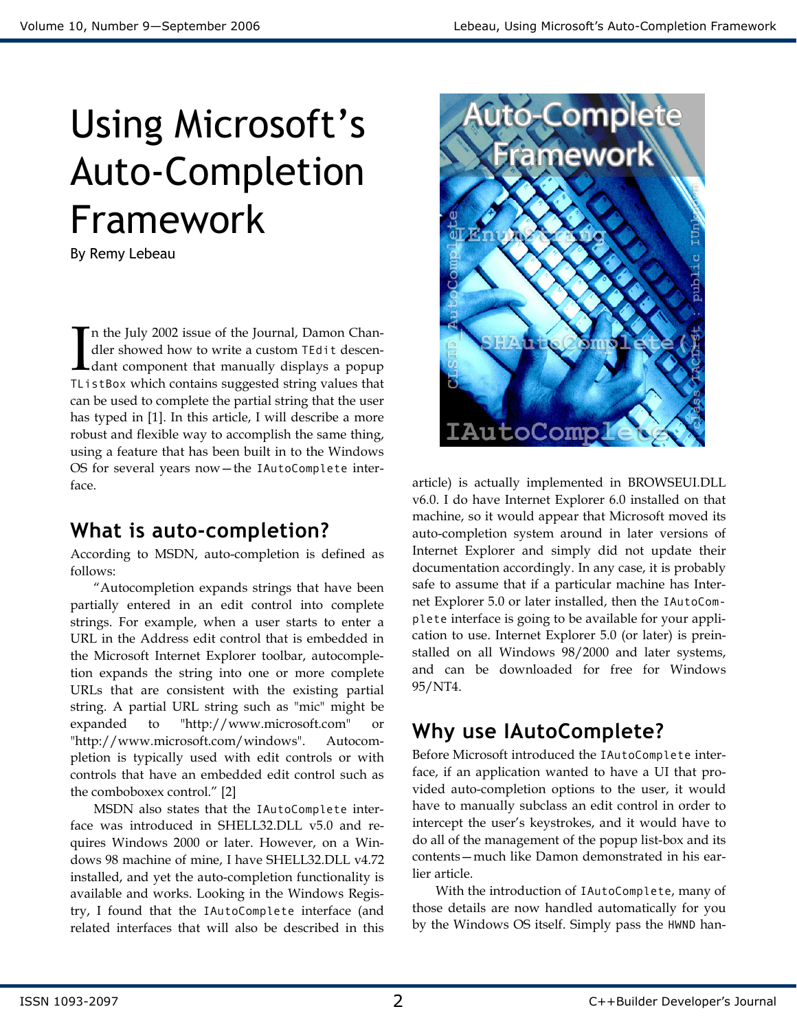# Using Microsoft's Auto-Completion Framework

By Remy Lebeau

In the July 2002 issue of the Journal, Damon Chandler showed how to write a custom `TEdit` descendant component that manually displays a popup `TListBox` which contains suggested string values that can be used to complete the partial string that the user has typed in [1]. In this article, I will describe a more robust and flexible way to accomplish the same thing, using a feature that has been built in to the Windows OS for several years now—the `IAutoComplete` interface.

## What is auto-completion?

According to MSDN, auto-completion is defined as follows:

"Autocompletion expands strings that have been partially entered in an edit control into complete strings. For example, when a user starts to enter a URL in the Address edit control that is embedded in the Microsoft Internet Explorer toolbar, autocompletion expands the string into one or more complete URLs that are consistent with the existing partial string. A partial URL string such as "mic" might be expanded to "http://www.microsoft.com" or "http://www.microsoft.com/windows". Autocompletion is typically used with edit controls or with controls that have an embedded edit control such as the comboboxex control." [2]

MSDN also states that the `IAutoComplete` interface was introduced in SHELL32.DLL v5.0 and requires Windows 2000 or later. However, on a Windows 98 machine of mine, I have SHELL32.DLL v4.72 installed, and yet the auto-completion functionality is available and works. Looking in the Windows Registry, I found that the `IAutoComplete` interface (and related interfaces that will also be described in this article) is actually implemented in BROWSEUI.DLL v6.0. I do have Internet Explorer 6.0 installed on that machine, so it would appear that Microsoft moved its auto-completion system around in later versions of Internet Explorer and simply did not update their documentation accordingly. In any case, it is probably safe to assume that if a particular machine has Internet Explorer 5.0 or later installed, then the `IAutoComplete` interface is going to be available for your application to use. Internet Explorer 5.0 (or later) is preinstalled on all Windows 98/2000 and later systems, and can be downloaded for free for Windows 95/NT4.

## Why use IAutoComplete?

Before Microsoft introduced the `IAutoComplete` interface, if an application wanted to have a UI that provided auto-completion options to the user, it would have to manually subclass an edit control in order to intercept the user's keystrokes, and it would have to do all of the management of the popup list-box and its contents—much like Damon demonstrated in his earlier article.

With the introduction of `IAutoComplete`, many of those details are now handled automatically for you by the Windows OS itself. Simply pass the `HWND` han-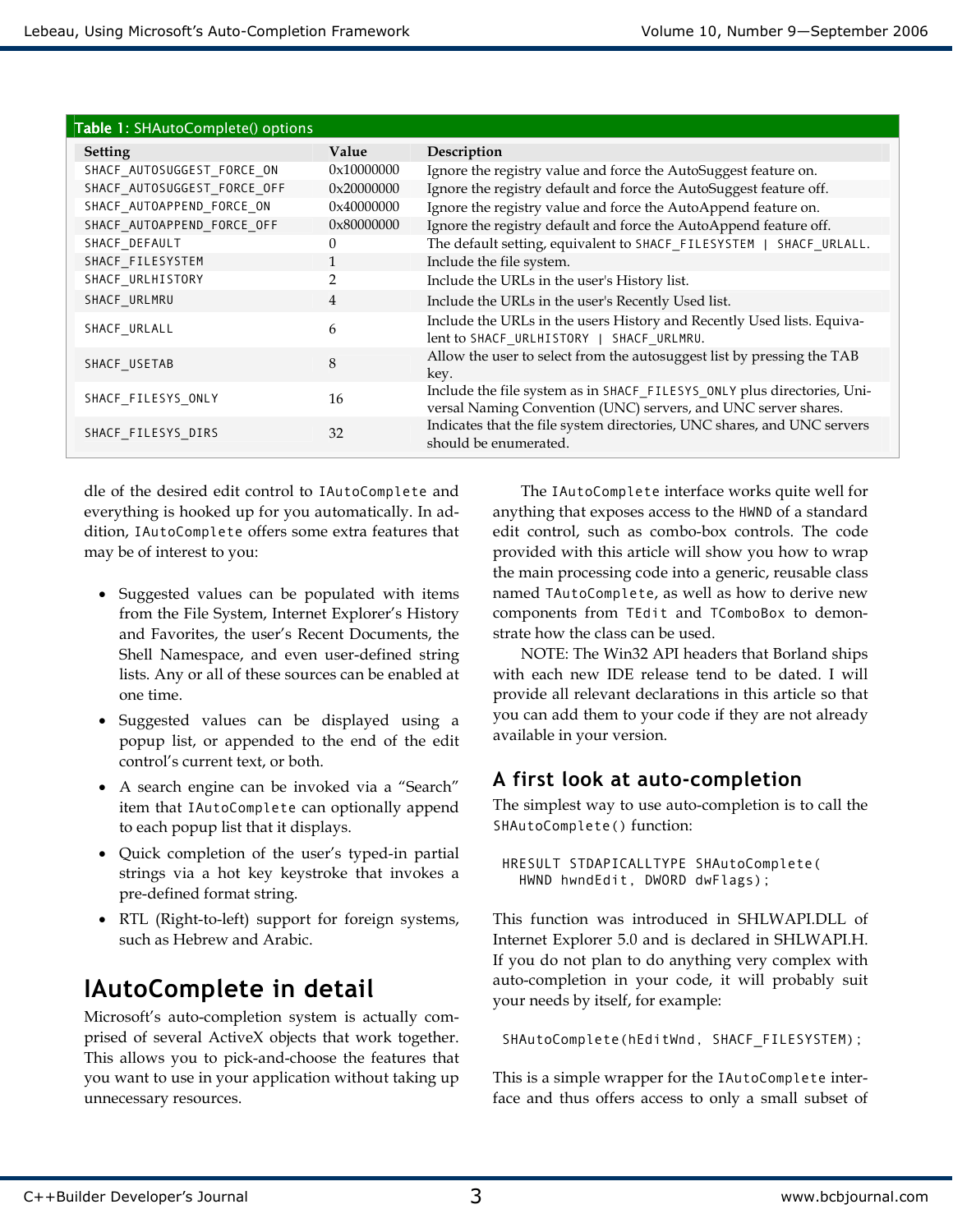**Table 1**: SHAutoComplete() options

| Setting | Value | Description |
|---|---|---|
| `SHACF_AUTOSUGGEST_FORCE_ON` | 0x10000000 | Ignore the registry value and force the AutoSuggest feature on. |
| `SHACF_AUTOSUGGEST_FORCE_OFF` | 0x20000000 | Ignore the registry default and force the AutoSuggest feature off. |
| `SHACF_AUTOAPPEND_FORCE_ON` | 0x40000000 | Ignore the registry value and force the AutoAppend feature on. |
| `SHACF_AUTOAPPEND_FORCE_OFF` | 0x80000000 | Ignore the registry default and force the AutoAppend feature off. |
| `SHACF_DEFAULT` | 0 | The default setting, equivalent to `SHACF_FILESYSTEM | SHACF_URLALL`. |
| `SHACF_FILESYSTEM` | 1 | Include the file system. |
| `SHACF_URLHISTORY` | 2 | Include the URLs in the user's History list. |
| `SHACF_URLMRU` | 4 | Include the URLs in the user's Recently Used list. |
| `SHACF_URLALL` | 6 | Include the URLs in the users History and Recently Used lists. Equivalent to `SHACF_URLHISTORY | SHACF_URLMRU`. |
| `SHACF_USETAB` | 8 | Allow the user to select from the autosuggest list by pressing the TAB key. |
| `SHACF_FILESYS_ONLY` | 16 | Include the file system as in `SHACF_FILESYS_ONLY` plus directories, Universal Naming Convention (UNC) servers, and UNC server shares. |
| `SHACF_FILESYS_DIRS` | 32 | Indicates that the file system directories, UNC shares, and UNC servers should be enumerated. |

dle of the desired edit control to `IAutoComplete` and everything is hooked up for you automatically. In addition, `IAutoComplete` offers some extra features that may be of interest to you:

- Suggested values can be populated with items from the File System, Internet Explorer's History and Favorites, the user's Recent Documents, the Shell Namespace, and even user-defined string lists. Any or all of these sources can be enabled at one time.
- Suggested values can be displayed using a popup list, or appended to the end of the edit control's current text, or both.
- A search engine can be invoked via a "Search" item that `IAutoComplete` can optionally append to each popup list that it displays.
- Quick completion of the user's typed-in partial strings via a hot key keystroke that invokes a pre-defined format string.
- RTL (Right-to-left) support for foreign systems, such as Hebrew and Arabic.

## IAutoComplete in detail

Microsoft's auto-completion system is actually comprised of several ActiveX objects that work together. This allows you to pick-and-choose the features that you want to use in your application without taking up unnecessary resources.

The `IAutoComplete` interface works quite well for anything that exposes access to the `HWND` of a standard edit control, such as combo-box controls. The code provided with this article will show you how to wrap the main processing code into a generic, reusable class named `TAutoComplete`, as well as how to derive new components from `TEdit` and `TComboBox` to demonstrate how the class can be used.

NOTE: The Win32 API headers that Borland ships with each new IDE release tend to be dated. I will provide all relevant declarations in this article so that you can add them to your code if they are not already available in your version.

### A first look at auto-completion

The simplest way to use auto-completion is to call the `SHAutoComplete()` function:

```
HRESULT STDAPICALLTYPE SHAutoComplete(
  HWND hwndEdit, DWORD dwFlags);
```

This function was introduced in SHLWAPI.DLL of Internet Explorer 5.0 and is declared in SHLWAPI.H. If you do not plan to do anything very complex with auto-completion in your code, it will probably suit your needs by itself, for example:

```
SHAutoComplete(hEditWnd, SHACF_FILESYSTEM);
```

This is a simple wrapper for the `IAutoComplete` interface and thus offers access to only a small subset of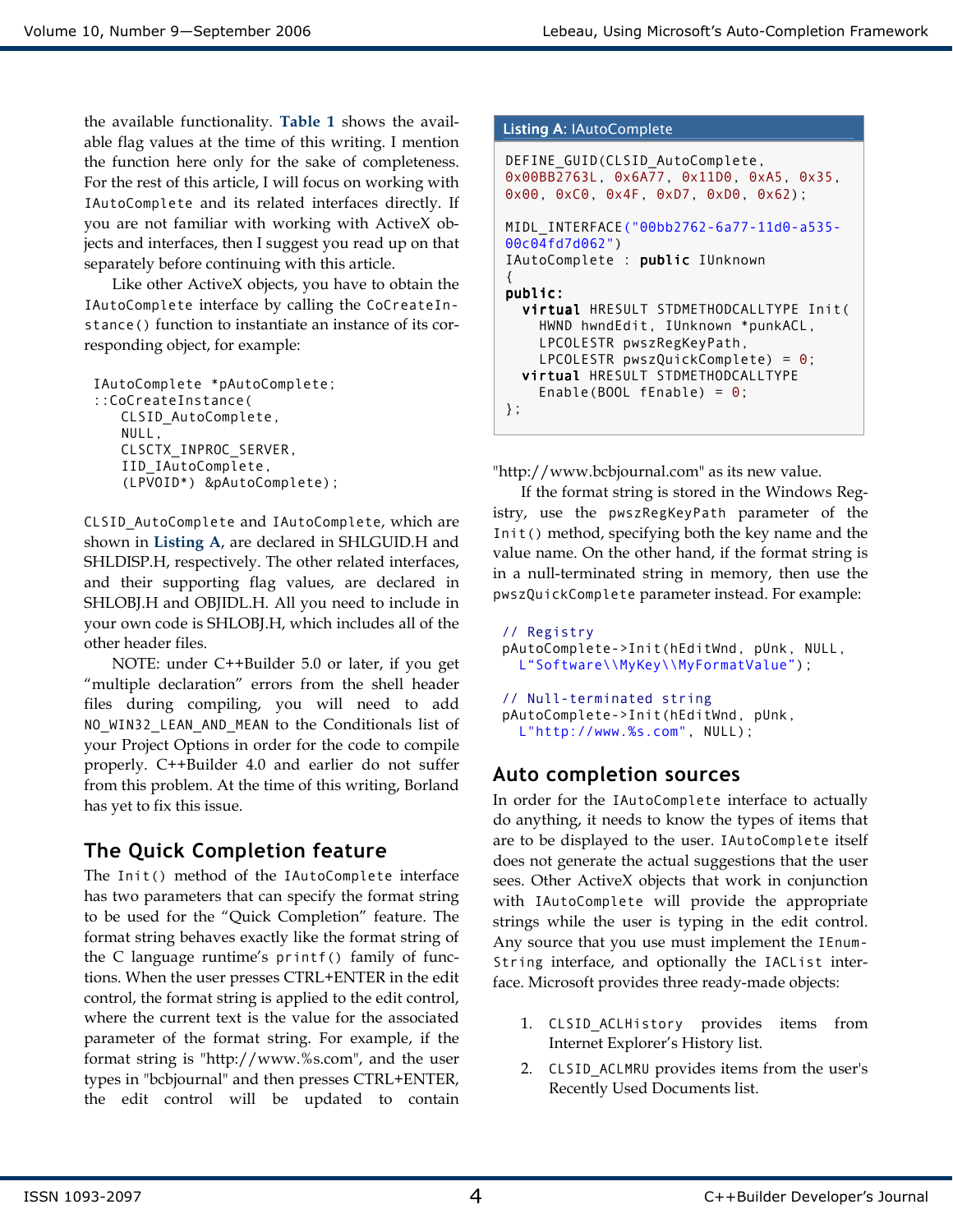the available functionality. **Table 1** shows the available flag values at the time of this writing. I mention the function here only for the sake of completeness. For the rest of this article, I will focus on working with `IAutoComplete` and its related interfaces directly. If you are not familiar with working with ActiveX objects and interfaces, then I suggest you read up on that separately before continuing with this article.

Like other ActiveX objects, you have to obtain the `IAutoComplete` interface by calling the `CoCreateInstance()` function to instantiate an instance of its corresponding object, for example:

```
IAutoComplete *pAutoComplete;
::CoCreateInstance(
    CLSID_AutoComplete,
    NULL,
    CLSCTX_INPROC_SERVER,
    IID_IAutoComplete,
    (LPVOID*) &pAutoComplete);
```

`CLSID_AutoComplete` and `IAutoComplete`, which are shown in **Listing A**, are declared in SHLGUID.H and SHLDISP.H, respectively. The other related interfaces, and their supporting flag values, are declared in SHLOBJ.H and OBJIDL.H. All you need to include in your own code is SHLOBJ.H, which includes all of the other header files.

NOTE: under C++Builder 5.0 or later, if you get “multiple declaration” errors from the shell header files during compiling, you will need to add `NO_WIN32_LEAN_AND_MEAN` to the Conditionals list of your Project Options in order for the code to compile properly. C++Builder 4.0 and earlier do not suffer from this problem. At the time of this writing, Borland has yet to fix this issue.

**Listing A**: IAutoComplete

```
DEFINE_GUID(CLSID_AutoComplete,
0x00BB2763L, 0x6A77, 0x11D0, 0xA5, 0x35,
0x00, 0xC0, 0x4F, 0xD7, 0xD0, 0x62);

MIDL_INTERFACE("00bb2762-6a77-11d0-a535-
00c04fd7d062")
IAutoComplete : public IUnknown
{
public:
  virtual HRESULT STDMETHODCALLTYPE Init(
    HWND hwndEdit, IUnknown *punkACL,
    LPCOLESTR pwszRegKeyPath,
    LPCOLESTR pwszQuickComplete) = 0;
  virtual HRESULT STDMETHODCALLTYPE
    Enable(BOOL fEnable) = 0;
};
```

## The Quick Completion feature

The `Init()` method of the `IAutoComplete` interface has two parameters that can specify the format string to be used for the “Quick Completion” feature. The format string behaves exactly like the format string of the C language runtime’s `printf()` family of functions. When the user presses CTRL+ENTER in the edit control, the format string is applied to the edit control, where the current text is the value for the associated parameter of the format string. For example, if the format string is "http://www.%s.com", and the user types in "bcbjournal" and then presses CTRL+ENTER, the edit control will be updated to contain "http://www.bcbjournal.com" as its new value.

If the format string is stored in the Windows Registry, use the `pwszRegKeyPath` parameter of the `Init()` method, specifying both the key name and the value name. On the other hand, if the format string is in a null-terminated string in memory, then use the `pwszQuickComplete` parameter instead. For example:

```
// Registry
pAutoComplete->Init(hEditWnd, pUnk, NULL,
  L“Software\\MyKey\\MyFormatValue”);

// Null-terminated string
pAutoComplete->Init(hEditWnd, pUnk,
  L"http://www.%s.com", NULL);
```

## Auto completion sources

In order for the `IAutoComplete` interface to actually do anything, it needs to know the types of items that are to be displayed to the user. `IAutoComplete` itself does not generate the actual suggestions that the user sees. Other ActiveX objects that work in conjunction with `IAutoComplete` will provide the appropriate strings while the user is typing in the edit control. Any source that you use must implement the `IEnumString` interface, and optionally the `IACList` interface. Microsoft provides three ready-made objects:

1. `CLSID_ACLHistory` provides items from Internet Explorer’s History list.
2. `CLSID_ACLMRU` provides items from the user's Recently Used Documents list.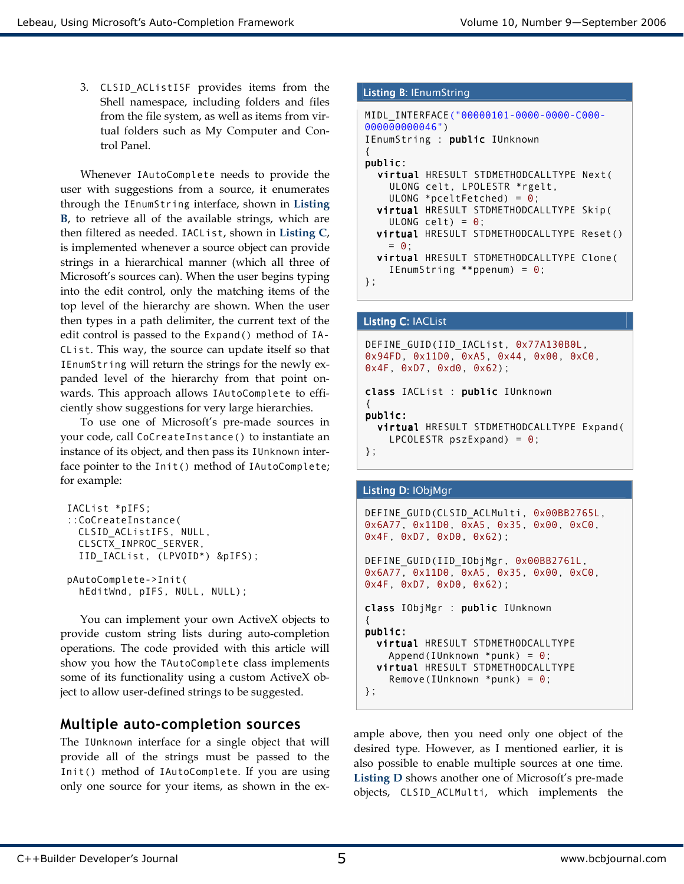3. `CLSID_ACListISF` provides items from the Shell namespace, including folders and files from the file system, as well as items from virtual folders such as My Computer and Control Panel.

Whenever `IAutoComplete` needs to provide the user with suggestions from a source, it enumerates through the `IEnumString` interface, shown in **Listing B**, to retrieve all of the available strings, which are then filtered as needed. `IACList`, shown in **Listing C**, is implemented whenever a source object can provide strings in a hierarchical manner (which all three of Microsoft's sources can). When the user begins typing into the edit control, only the matching items of the top level of the hierarchy are shown. When the user then types in a path delimiter, the current text of the edit control is passed to the `Expand()` method of `IACList`. This way, the source can update itself so that `IEnumString` will return the strings for the newly expanded level of the hierarchy from that point onwards. This approach allows `IAutoComplete` to efficiently show suggestions for very large hierarchies.

To use one of Microsoft's pre-made sources in your code, call `CoCreateInstance()` to instantiate an instance of its object, and then pass its `IUnknown` interface pointer to the `Init()` method of `IAutoComplete`; for example:

```
IACList *pIFS;
::CoCreateInstance(
  CLSID_ACListIFS, NULL,
  CLSCTX_INPROC_SERVER,
  IID_IACList, (LPVOID*) &pIFS);

pAutoComplete->Init(
  hEditWnd, pIFS, NULL, NULL);
```

You can implement your own ActiveX objects to provide custom string lists during auto-completion operations. The code provided with this article will show you how the `TAutoComplete` class implements some of its functionality using a custom ActiveX object to allow user-defined strings to be suggested.

## Multiple auto-completion sources

The `IUnknown` interface for a single object that will provide all of the strings must be passed to the `Init()` method of `IAutoComplete`. If you are using only one source for your items, as shown in the example above, then you need only one object of the desired type. However, as I mentioned earlier, it is also possible to enable multiple sources at one time. **Listing D** shows another one of Microsoft's pre-made objects, `CLSID_ACLMulti`, which implements the

**Listing B:** IEnumString

```
MIDL_INTERFACE("00000101-0000-0000-C000-000000000046")
IEnumString : public IUnknown
{
public:
  virtual HRESULT STDMETHODCALLTYPE Next(
    ULONG celt, LPOLESTR *rgelt,
    ULONG *pceltFetched) = 0;
  virtual HRESULT STDMETHODCALLTYPE Skip(
    ULONG celt) = 0;
  virtual HRESULT STDMETHODCALLTYPE Reset()
    = 0;
  virtual HRESULT STDMETHODCALLTYPE Clone(
    IEnumString **ppenum) = 0;
};
```

**Listing C:** IACList

```
DEFINE_GUID(IID_IACList, 0x77A130B0L,
0x94FD, 0x11D0, 0xA5, 0x44, 0x00, 0xC0,
0x4F, 0xD7, 0xd0, 0x62);

class IACList : public IUnknown
{
public:
  virtual HRESULT STDMETHODCALLTYPE Expand(
    LPCOLESTR pszExpand) = 0;
};
```

**Listing D:** IObjMgr

```
DEFINE_GUID(CLSID_ACLMulti, 0x00BB2765L,
0x6A77, 0x11D0, 0xA5, 0x35, 0x00, 0xC0,
0x4F, 0xD7, 0xD0, 0x62);

DEFINE_GUID(IID_IObjMgr, 0x00BB2761L,
0x6A77, 0x11D0, 0xA5, 0x35, 0x00, 0xC0,
0x4F, 0xD7, 0xD0, 0x62);

class IObjMgr : public IUnknown
{
public:
  virtual HRESULT STDMETHODCALLTYPE
    Append(IUnknown *punk) = 0;
  virtual HRESULT STDMETHODCALLTYPE
    Remove(IUnknown *punk) = 0;
};
```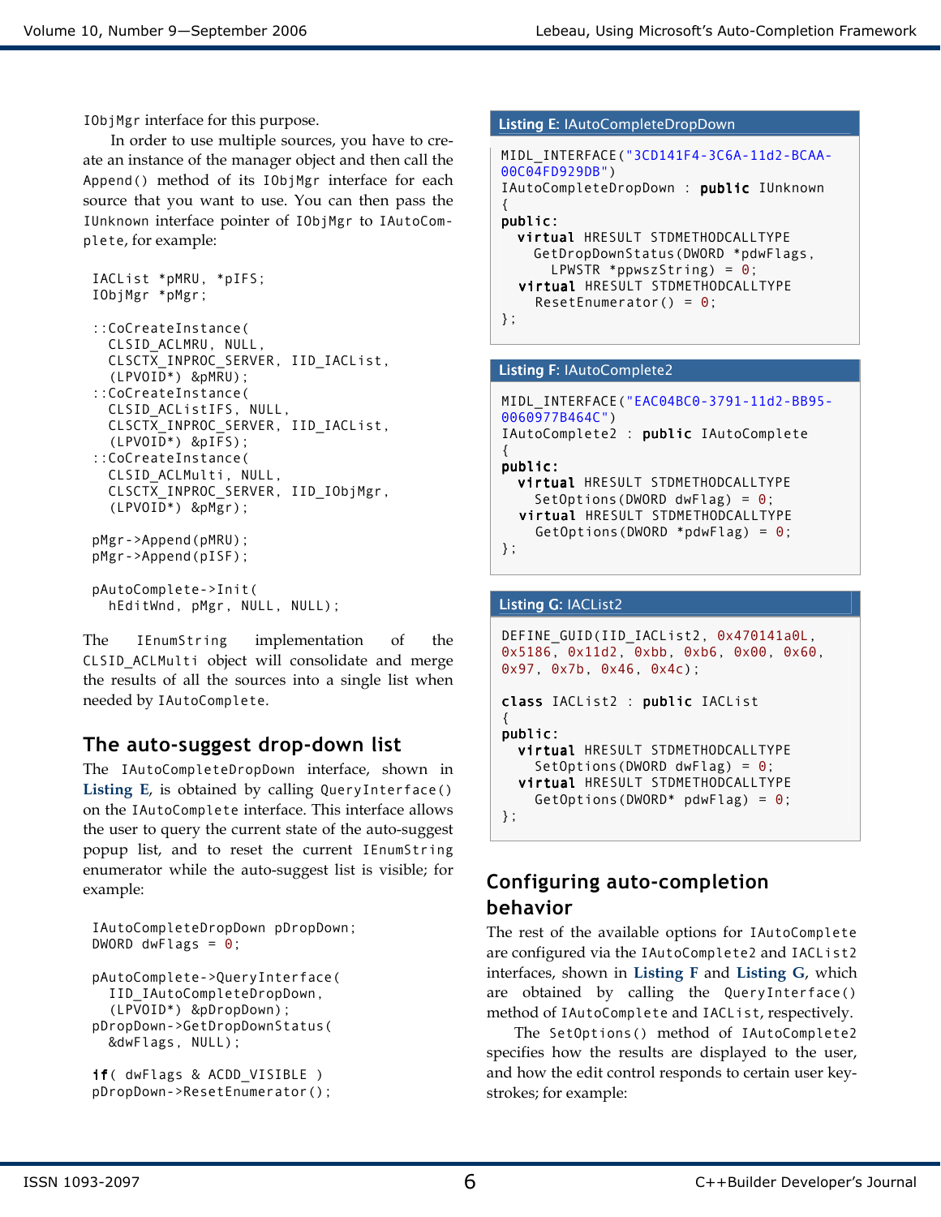IObjMgr interface for this purpose.

In order to use multiple sources, you have to create an instance of the manager object and then call the Append() method of its IObjMgr interface for each source that you want to use. You can then pass the IUnknown interface pointer of IObjMgr to IAutoComplete, for example:

```
IACList *pMRU, *pIFS;
IObjMgr *pMgr;

::CoCreateInstance(
  CLSID_ACLMRU, NULL,
  CLSCTX_INPROC_SERVER, IID_IACList,
  (LPVOID*) &pMRU);
::CoCreateInstance(
  CLSID_ACListIFS, NULL,
  CLSCTX_INPROC_SERVER, IID_IACList,
  (LPVOID*) &pIFS);
::CoCreateInstance(
  CLSID_ACLMulti, NULL,
  CLSCTX_INPROC_SERVER, IID_IObjMgr,
  (LPVOID*) &pMgr);

pMgr->Append(pMRU);
pMgr->Append(pISF);

pAutoComplete->Init(
  hEditWnd, pMgr, NULL, NULL);
```

The IEnumString implementation of the CLSID_ACLMulti object will consolidate and merge the results of all the sources into a single list when needed by IAutoComplete.

## The auto-suggest drop-down list

The IAutoCompleteDropDown interface, shown in **Listing E**, is obtained by calling QueryInterface() on the IAutoComplete interface. This interface allows the user to query the current state of the auto-suggest popup list, and to reset the current IEnumString enumerator while the auto-suggest list is visible; for example:

```
IAutoCompleteDropDown pDropDown;
DWORD dwFlags = 0;

pAutoComplete->QueryInterface(
  IID_IAutoCompleteDropDown,
  (LPVOID*) &pDropDown);
pDropDown->GetDropDownStatus(
  &dwFlags, NULL);

if( dwFlags & ACDD_VISIBLE )
pDropDown->ResetEnumerator();
```

**Listing E: IAutoCompleteDropDown**

```
MIDL_INTERFACE("3CD141F4-3C6A-11d2-BCAA-
00C04FD929DB")
IAutoCompleteDropDown : public IUnknown
{
public:
  virtual HRESULT STDMETHODCALLTYPE
    GetDropDownStatus(DWORD *pdwFlags,
     LPWSTR *ppwszString) = 0;
  virtual HRESULT STDMETHODCALLTYPE
    ResetEnumerator() = 0;
};
```

**Listing F: IAutoComplete2**

```
MIDL_INTERFACE("EAC04BC0-3791-11d2-BB95-
0060977B464C")
IAutoComplete2 : public IAutoComplete
{
public:
  virtual HRESULT STDMETHODCALLTYPE
    SetOptions(DWORD dwFlag) = 0;
  virtual HRESULT STDMETHODCALLTYPE
    GetOptions(DWORD *pdwFlag) = 0;
};
```

**Listing G: IACList2**

```
DEFINE_GUID(IID_IACList2, 0x470141a0L,
0x5186, 0x11d2, 0xbb, 0xb6, 0x00, 0x60,
0x97, 0x7b, 0x46, 0x4c);

class IACList2 : public IACList
{
public:
  virtual HRESULT STDMETHODCALLTYPE
    SetOptions(DWORD dwFlag) = 0;
  virtual HRESULT STDMETHODCALLTYPE
    GetOptions(DWORD* pdwFlag) = 0;
};
```

## Configuring auto-completion behavior

The rest of the available options for IAutoComplete are configured via the IAutoComplete2 and IACList2 interfaces, shown in **Listing F** and **Listing G**, which are obtained by calling the QueryInterface() method of IAutoComplete and IACList, respectively.

The SetOptions() method of IAutoComplete2 specifies how the results are displayed to the user, and how the edit control responds to certain user keystrokes; for example: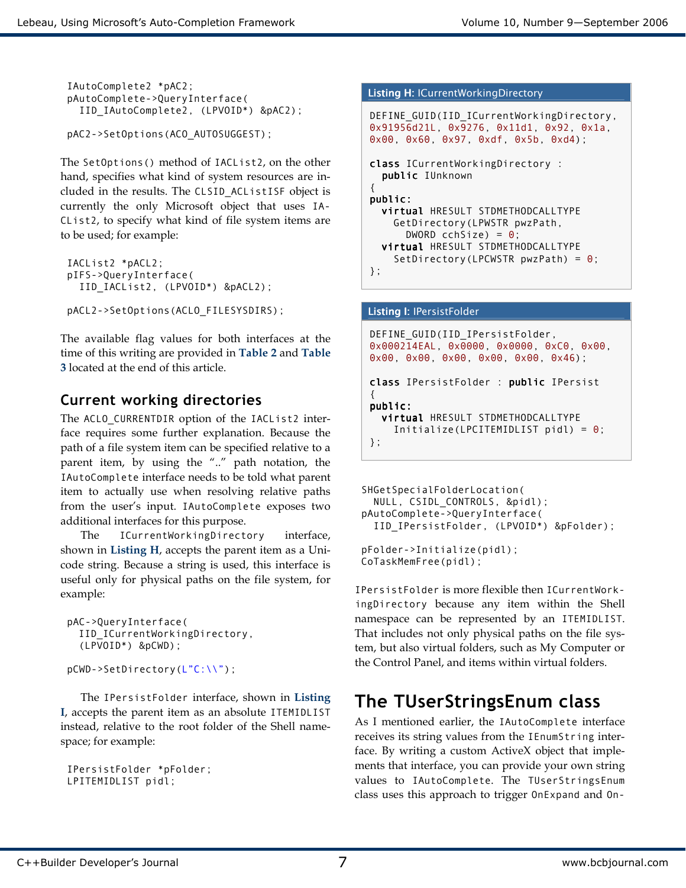```
IAutoComplete2 *pAC2;
pAutoComplete->QueryInterface(
  IID_IAutoComplete2, (LPVOID*) &pAC2);

pAC2->SetOptions(ACO_AUTOSUGGEST);
```

The `SetOptions()` method of `IACList2`, on the other hand, specifies what kind of system resources are included in the results. The `CLSID_ACListISF` object is currently the only Microsoft object that uses `IACList2`, to specify what kind of file system items are to be used; for example:

```
IACList2 *pACL2;
pIFS->QueryInterface(
  IID_IACList2, (LPVOID*) &pACL2);

pACL2->SetOptions(ACLO_FILESYSDIRS);
```

The available flag values for both interfaces at the time of this writing are provided in **Table 2** and **Table 3** located at the end of this article.

## Current working directories

The `ACLO_CURRENTDIR` option of the `IACList2` interface requires some further explanation. Because the path of a file system item can be specified relative to a parent item, by using the ".." path notation, the `IAutoComplete` interface needs to be told what parent item to actually use when resolving relative paths from the user's input. `IAutoComplete` exposes two additional interfaces for this purpose.

The `ICurrentWorkingDirectory` interface, shown in **Listing H**, accepts the parent item as a Unicode string. Because a string is used, this interface is useful only for physical paths on the file system, for example:

```
pAC->QueryInterface(
  IID_ICurrentWorkingDirectory,
  (LPVOID*) &pCWD);

pCWD->SetDirectory(L"C:\\");
```

The `IPersistFolder` interface, shown in **Listing I**, accepts the parent item as an absolute `ITEMIDLIST` instead, relative to the root folder of the Shell namespace; for example:

```
IPersistFolder *pFolder;
LPITEMIDLIST pidl;
```

**Listing H:** ICurrentWorkingDirectory

```
DEFINE_GUID(IID_ICurrentWorkingDirectory,
0x91956d21L, 0x9276, 0x11d1, 0x92, 0x1a,
0x00, 0x60, 0x97, 0xdf, 0x5b, 0xd4);

class ICurrentWorkingDirectory :
  public IUnknown
{
public:
  virtual HRESULT STDMETHODCALLTYPE
    GetDirectory(LPWSTR pwzPath,
      DWORD cchSize) = 0;
  virtual HRESULT STDMETHODCALLTYPE
    SetDirectory(LPCWSTR pwzPath) = 0;
};
```

**Listing I:** IPersistFolder

```
DEFINE_GUID(IID_IPersistFolder,
0x000214EAL, 0x0000, 0x0000, 0xC0, 0x00,
0x00, 0x00, 0x00, 0x00, 0x00, 0x46);

class IPersistFolder : public IPersist
{
public:
  virtual HRESULT STDMETHODCALLTYPE
    Initialize(LPCITEMIDLIST pidl) = 0;
};
```

```
SHGetSpecialFolderLocation(
  NULL, CSIDL_CONTROLS, &pidl);
pAutoComplete->QueryInterface(
  IID_IPersistFolder, (LPVOID*) &pFolder);

pFolder->Initialize(pidl);
CoTaskMemFree(pidl);
```

`IPersistFolder` is more flexible then `ICurrentWorkingDirectory` because any item within the Shell namespace can be represented by an `ITEMIDLIST`. That includes not only physical paths on the file system, but also virtual folders, such as My Computer or the Control Panel, and items within virtual folders.

## The TUserStringsEnum class

As I mentioned earlier, the `IAutoComplete` interface receives its string values from the `IEnumString` interface. By writing a custom ActiveX object that implements that interface, you can provide your own string values to `IAutoComplete`. The `TUserStringsEnum` class uses this approach to trigger `OnExpand` and `On-`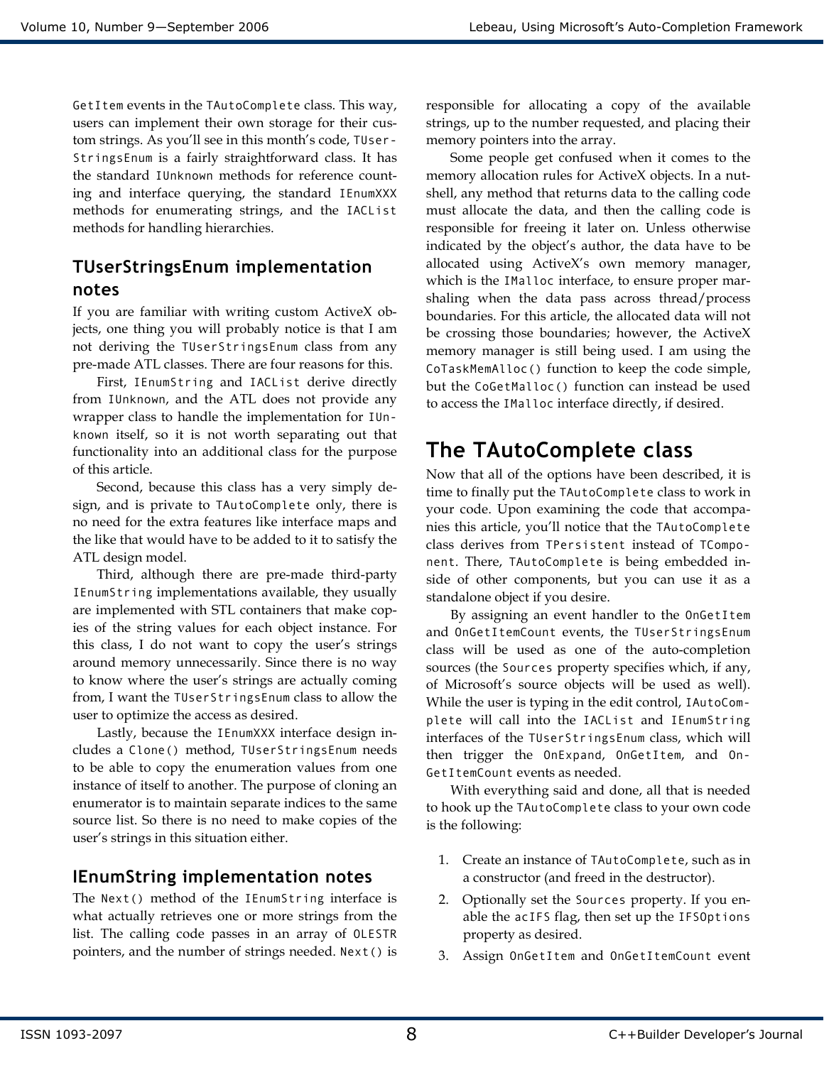GetItem events in the TAutoComplete class. This way, users can implement their own storage for their custom strings. As you'll see in this month's code, TUserStringsEnum is a fairly straightforward class. It has the standard IUnknown methods for reference counting and interface querying, the standard IEnumXXX methods for enumerating strings, and the IACList methods for handling hierarchies.

### TUserStringsEnum implementation notes

If you are familiar with writing custom ActiveX objects, one thing you will probably notice is that I am not deriving the TUserStringsEnum class from any pre-made ATL classes. There are four reasons for this.

First, IEnumString and IACList derive directly from IUnknown, and the ATL does not provide any wrapper class to handle the implementation for IUnknown itself, so it is not worth separating out that functionality into an additional class for the purpose of this article.

Second, because this class has a very simply design, and is private to TAutoComplete only, there is no need for the extra features like interface maps and the like that would have to be added to it to satisfy the ATL design model.

Third, although there are pre-made third-party IEnumString implementations available, they usually are implemented with STL containers that make copies of the string values for each object instance. For this class, I do not want to copy the user's strings around memory unnecessarily. Since there is no way to know where the user's strings are actually coming from, I want the TUserStringsEnum class to allow the user to optimize the access as desired.

Lastly, because the IEnumXXX interface design includes a Clone() method, TUserStringsEnum needs to be able to copy the enumeration values from one instance of itself to another. The purpose of cloning an enumerator is to maintain separate indices to the same source list. So there is no need to make copies of the user's strings in this situation either.

### IEnumString implementation notes

The Next() method of the IEnumString interface is what actually retrieves one or more strings from the list. The calling code passes in an array of OLESTR pointers, and the number of strings needed. Next() is responsible for allocating a copy of the available strings, up to the number requested, and placing their memory pointers into the array.

Some people get confused when it comes to the memory allocation rules for ActiveX objects. In a nutshell, any method that returns data to the calling code must allocate the data, and then the calling code is responsible for freeing it later on. Unless otherwise indicated by the object's author, the data have to be allocated using ActiveX's own memory manager, which is the IMalloc interface, to ensure proper marshaling when the data pass across thread/process boundaries. For this article, the allocated data will not be crossing those boundaries; however, the ActiveX memory manager is still being used. I am using the CoTaskMemAlloc() function to keep the code simple, but the CoGetMalloc() function can instead be used to access the IMalloc interface directly, if desired.

## The TAutoComplete class

Now that all of the options have been described, it is time to finally put the TAutoComplete class to work in your code. Upon examining the code that accompanies this article, you'll notice that the TAutoComplete class derives from TPersistent instead of TComponent. There, TAutoComplete is being embedded inside of other components, but you can use it as a standalone object if you desire.

By assigning an event handler to the OnGetItem and OnGetItemCount events, the TUserStringsEnum class will be used as one of the auto-completion sources (the Sources property specifies which, if any, of Microsoft's source objects will be used as well). While the user is typing in the edit control, IAutoComplete will call into the IACList and IEnumString interfaces of the TUserStringsEnum class, which will then trigger the OnExpand, OnGetItem, and OnGetItemCount events as needed.

With everything said and done, all that is needed to hook up the TAutoComplete class to your own code is the following:

1. Create an instance of TAutoComplete, such as in a constructor (and freed in the destructor).
2. Optionally set the Sources property. If you enable the acIFS flag, then set up the IFSOptions property as desired.
3. Assign OnGetItem and OnGetItemCount event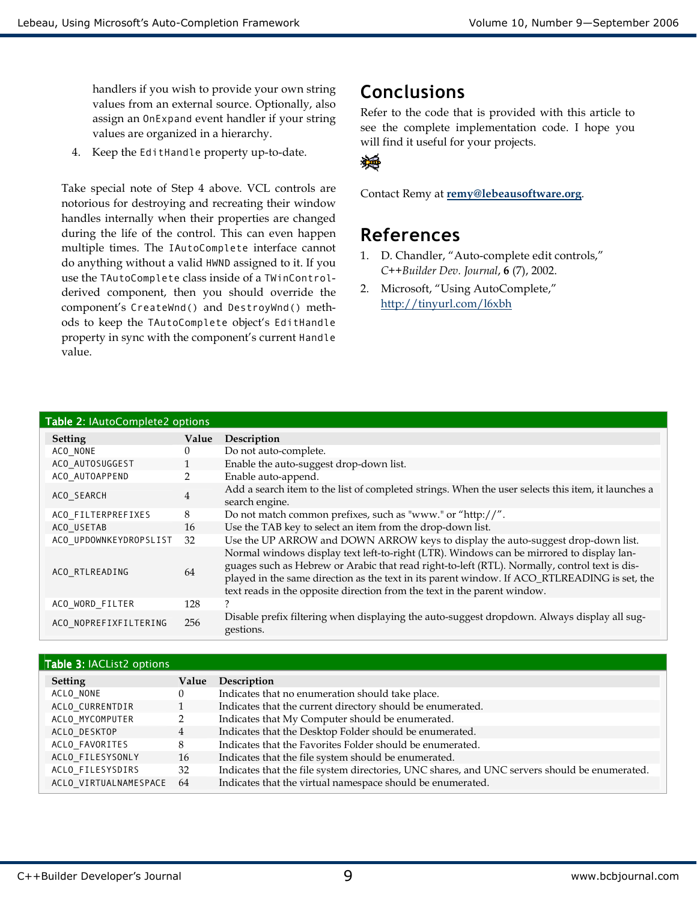handlers if you wish to provide your own string values from an external source. Optionally, also assign an `OnExpand` event handler if your string values are organized in a hierarchy.

4. Keep the `EditHandle` property up-to-date.

Take special note of Step 4 above. VCL controls are notorious for destroying and recreating their window handles internally when their properties are changed during the life of the control. This can even happen multiple times. The `IAutoComplete` interface cannot do anything without a valid `HWND` assigned to it. If you use the `TAutoComplete` class inside of a `TWinControl`-derived component, then you should override the component's `CreateWnd()` and `DestroyWnd()` methods to keep the `TAutoComplete` object's `EditHandle` property in sync with the component's current `Handle` value.

## Conclusions

Refer to the code that is provided with this article to see the complete implementation code. I hope you will find it useful for your projects.

Contact Remy at **remy@lebeausoftware.org**.

## References

1. D. Chandler, "Auto-complete edit controls," *C++Builder Dev. Journal*, **6** (7), 2002.
2. Microsoft, "Using AutoComplete," http://tinyurl.com/l6xbh

**Table 2:** IAutoComplete2 options

| Setting | Value | Description |
|---|---|---|
| ACO_NONE | 0 | Do not auto-complete. |
| ACO_AUTOSUGGEST | 1 | Enable the auto-suggest drop-down list. |
| ACO_AUTOAPPEND | 2 | Enable auto-append. |
| ACO_SEARCH | 4 | Add a search item to the list of completed strings. When the user selects this item, it launches a search engine. |
| ACO_FILTERPREFIXES | 8 | Do not match common prefixes, such as "www." or "http://". |
| ACO_USETAB | 16 | Use the TAB key to select an item from the drop-down list. |
| ACO_UPDOWNKEYDROPSLIST | 32 | Use the UP ARROW and DOWN ARROW keys to display the auto-suggest drop-down list. |
| ACO_RTLREADING | 64 | Normal windows display text left-to-right (LTR). Windows can be mirrored to display languages such as Hebrew or Arabic that read right-to-left (RTL). Normally, control text is displayed in the same direction as the text in its parent window. If ACO_RTLREADING is set, the text reads in the opposite direction from the text in the parent window. |
| ACO_WORD_FILTER | 128 | ? |
| ACO_NOPREFIXFILTERING | 256 | Disable prefix filtering when displaying the auto-suggest dropdown. Always display all suggestions. |

**Table 3:** IACList2 options

| Setting | Value | Description |
|---|---|---|
| ACLO_NONE | 0 | Indicates that no enumeration should take place. |
| ACLO_CURRENTDIR | 1 | Indicates that the current directory should be enumerated. |
| ACLO_MYCOMPUTER | 2 | Indicates that My Computer should be enumerated. |
| ACLO_DESKTOP | 4 | Indicates that the Desktop Folder should be enumerated. |
| ACLO_FAVORITES | 8 | Indicates that the Favorites Folder should be enumerated. |
| ACLO_FILESYSONLY | 16 | Indicates that the file system should be enumerated. |
| ACLO_FILESYSDIRS | 32 | Indicates that the file system directories, UNC shares, and UNC servers should be enumerated. |
| ACLO_VIRTUALNAMESPACE | 64 | Indicates that the virtual namespace should be enumerated. |